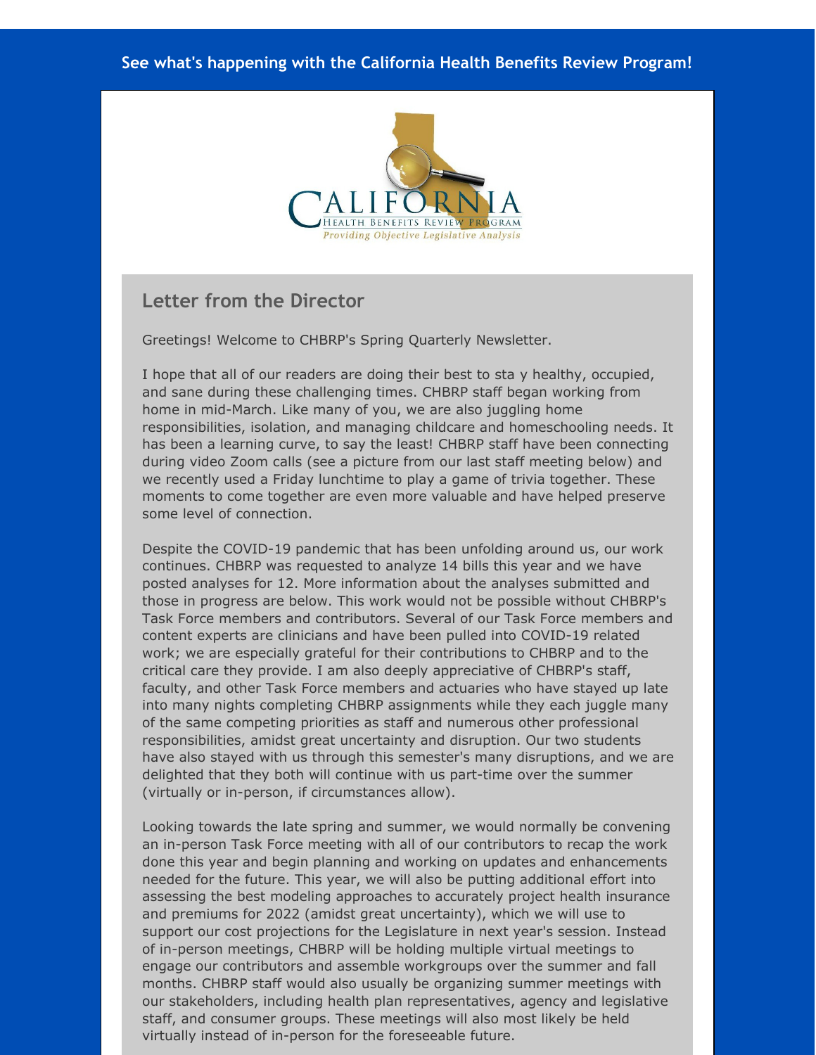See what's happening with the California Health Benefits Review Program!

## Letter from the Director

Greetings! Welcome to CHBRP's Spring Quarterly Newsletter.

I hope that all of our readers are doing their best to sta y healthy, occupied, and sane during these challenging times. CHBRP staff began working from home in mid-March. Like many of you, we are also juggling home responsibilities, isolation, and managing childcare and homeschooling needs. It has been a learning curve, to say the least! CHBRP staff have been connecting during video Zoom calls (see a picture from our last staff meeting below) and we recently used a Friday lunchtime to play a game of trivia together. These moments to come together are even more valuable and have helped preserve some level of connection.

Despite the COVID-19 pandemic that has been unfolding around us, our work continues. CHBRP was requested to analyze 14 bills this year and we have posted analyses for 12. More information about the analyses submitted and those in progress are below. This work would not be possible without CHBRP's Task Force members and contributors. Several of our Task Force members and content experts are clinicians and have been pulled into COVID-19 related work; we are especially grateful for their contributions to CHBRP and to the critical care they provide. I am also deeply appreciative of CHBRP's staff, faculty, and other Task Force members and actuaries who have stayed up late into many nights completing CHBRP assignments while they each juggle many of the same competing priorities as staff and numerous other professional responsibilities, amidst great uncertainty and disruption. Our two students have also stayed with us through this semester's many disruptions, and we are delighted that they both will continue with us part-time over the summer (virtually or in-person, if circumstances allow).

Looking towards the late spring and summer, we would normally be convening an in-person Task Force meeting with all of our contributors to recap the work done this year and begin planning and working on updates and enhancements needed for the future. This year, we will also be putting additional effort into assessing the best modeling approaches to accurately project health insurance and premiums for 2022 (amidst great uncertainty), which we will use to support our cost projections for the Legislature in next year's session. Instead of in-person meetings, CHBRP will be holding multiple virtual meetings to engage our contributors and assemble workgroups over the summer and fall months. CHBRP staff would also usually be organizing summer meetings with our stakeholders, including health plan representatives, agency and legislative staff, and consumer groups. These meetings will also most likely be held virtually instead of in-person for the foreseeable future.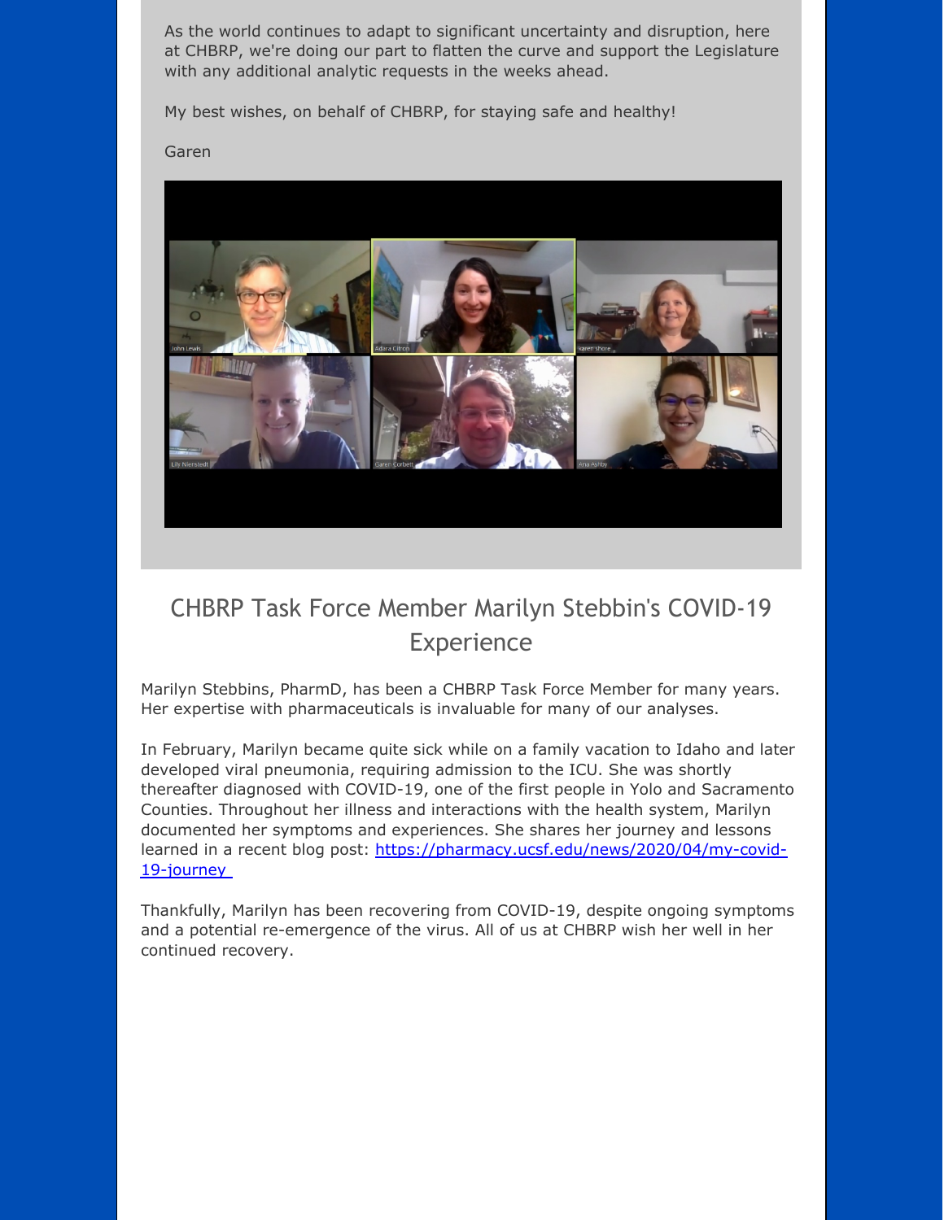As the world continues to adapt to significant uncertainty and disruption, here at CHBRP, we're doing our part to flatten the curve and support the Legislature with any additional analytic requests in the weeks ahead.

My best wishes, on behalf of CHBRP, for staying safe and healthy!

Garen

## CHBRP Task Force Member Marilyn Stebbin's COVID-19 Experience

Marilyn Stebbins, PharmD, has been a CHBRP Task Force Member for many years. Her expertise with pharmaceuticals is invaluable for many of our analyses.

In February, Marilyn became quite sick while on a family vacation to Idaho and later developed viral pneumonia, requiring admission to the ICU. She was shortly thereafter diagnosed with COVID-19, one of the first people in Yolo and Sacramento Counties. Throughout her illness and interactions with the health system, Marilyn documented her symptoms and experiences. She shares her journey and lessons learned in a recent blog post: https://pharmacy.ucsf.edu/news/2020/04/my-covid-19-journey

Thankfully, Marilyn has been recovering from COVID-19, despite ongoing symptoms and a potential re-emergence of the virus. All of us at CHBRP wish her well in her continued recovery.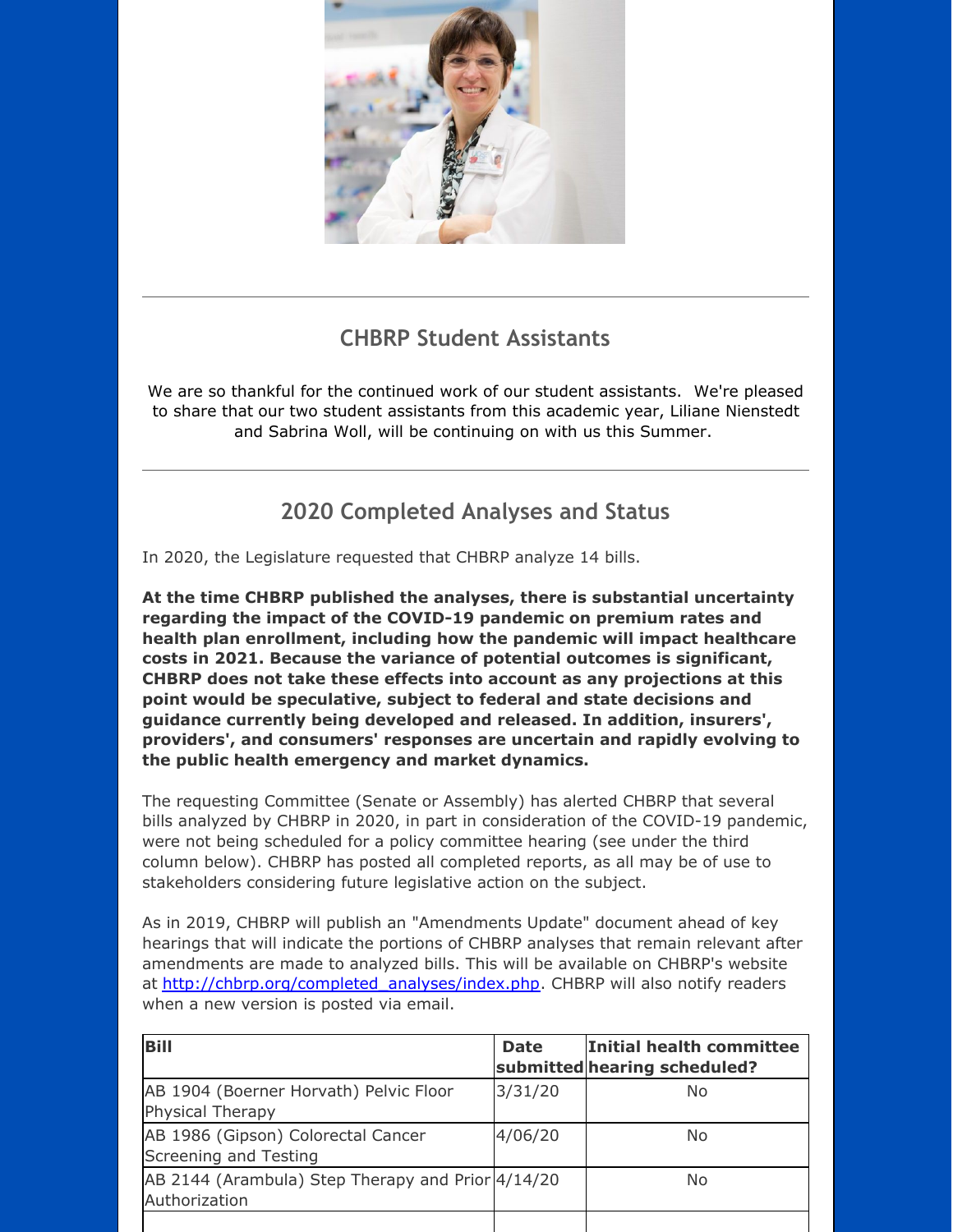## CHBRP Student Assistants

We are so thankful for the continued work of our student assistants. We're pleased to share that our two student assistants from this academic year, Liliane Nienstedt and Sabrina Woll, will be continuing on with us this Summer.

---

## 2020 Completed Analyses and Status

In 2020, the Legislature requested that CHBRP analyze 14 bills.

**At the time CHBRP published the analyses, there is substantial uncertainty regarding the impact of the COVID-19 pandemic on premium rates and health plan enrollment, including how the pandemic will impact healthcare costs in 2021. Because the variance of potential outcomes is significant, CHBRP does not take these effects into account as any projections at this point would be speculative, subject to federal and state decisions and guidance currently being developed and released. In addition, insurers', providers', and consumers' responses are uncertain and rapidly evolving to the public health emergency and market dynamics.**

The requesting Committee (Senate or Assembly) has alerted CHBRP that several bills analyzed by CHBRP in 2020, in part in consideration of the COVID-19 pandemic, were not being scheduled for a policy committee hearing (see under the third column below). CHBRP has posted all completed reports, as all may be of use to stakeholders considering future legislative action on the subject.

As in 2019, CHBRP will publish an "Amendments Update" document ahead of key hearings that will indicate the portions of CHBRP analyses that remain relevant after amendments are made to analyzed bills. This will be available on CHBRP's website at [http://chbrp.org/completed_analyses/index.php](http://chbrp.org/completed_analyses/index.php). CHBRP will also notify readers when a new version is posted via email.

| Bill | Date submitted | Initial health committee hearing scheduled? |
| --- | --- | --- |
| AB 1904 (Boerner Horvath) Pelvic Floor Physical Therapy | 3/31/20 | No |
| AB 1986 (Gipson) Colorectal Cancer Screening and Testing | 4/06/20 | No |
| AB 2144 (Arambula) Step Therapy and Prior Authorization | 4/14/20 | No |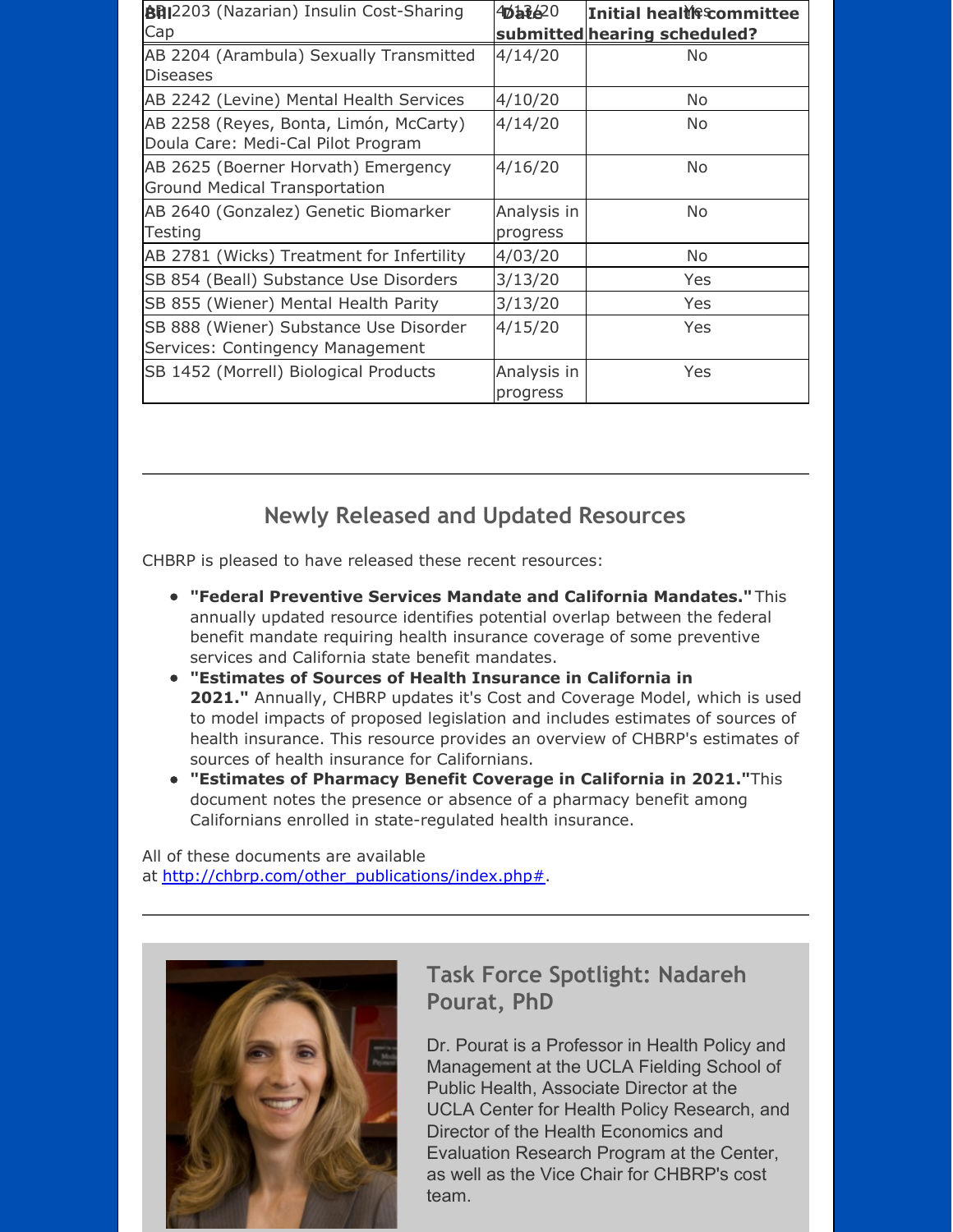| Bill | Date submitted | Initial health committee hearing scheduled? |
|---|---|---|
| AB 2203 (Nazarian) Insulin Cost-Sharing Cap | 4/13/20 | Yes |
| AB 2204 (Arambula) Sexually Transmitted Diseases | 4/14/20 | No |
| AB 2242 (Levine) Mental Health Services | 4/10/20 | No |
| AB 2258 (Reyes, Bonta, Limón, McCarty) Doula Care: Medi-Cal Pilot Program | 4/14/20 | No |
| AB 2625 (Boerner Horvath) Emergency Ground Medical Transportation | 4/16/20 | No |
| AB 2640 (Gonzalez) Genetic Biomarker Testing | Analysis in progress | No |
| AB 2781 (Wicks) Treatment for Infertility | 4/03/20 | No |
| SB 854 (Beall) Substance Use Disorders | 3/13/20 | Yes |
| SB 855 (Wiener) Mental Health Parity | 3/13/20 | Yes |
| SB 888 (Wiener) Substance Use Disorder Services: Contingency Management | 4/15/20 | Yes |
| SB 1452 (Morrell) Biological Products | Analysis in progress | Yes |

## Newly Released and Updated Resources

CHBRP is pleased to have released these recent resources:

- **"Federal Preventive Services Mandate and California Mandates."** This annually updated resource identifies potential overlap between the federal benefit mandate requiring health insurance coverage of some preventive services and California state benefit mandates.
- **"Estimates of Sources of Health Insurance in California in 2021."** Annually, CHBRP updates it's Cost and Coverage Model, which is used to model impacts of proposed legislation and includes estimates of sources of health insurance. This resource provides an overview of CHBRP's estimates of sources of health insurance for Californians.
- **"Estimates of Pharmacy Benefit Coverage in California in 2021."** This document notes the presence or absence of a pharmacy benefit among Californians enrolled in state-regulated health insurance.

All of these documents are available at http://chbrp.com/other_publications/index.php#.

## Task Force Spotlight: Nadareh Pourat, PhD

Dr. Pourat is a Professor in Health Policy and Management at the UCLA Fielding School of Public Health, Associate Director at the UCLA Center for Health Policy Research, and Director of the Health Economics and Evaluation Research Program at the Center, as well as the Vice Chair for CHBRP's cost team.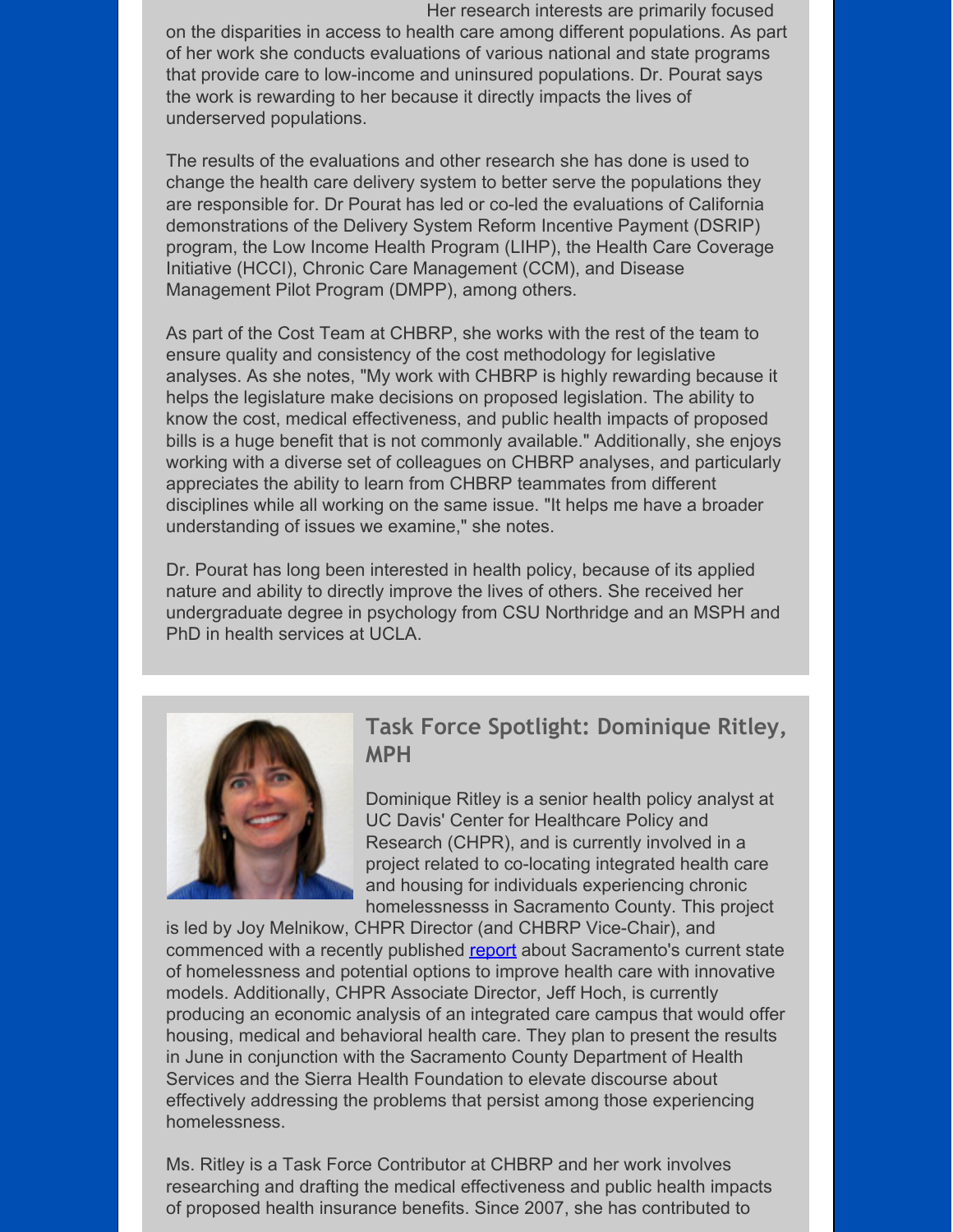Her research interests are primarily focused on the disparities in access to health care among different populations. As part of her work she conducts evaluations of various national and state programs that provide care to low-income and uninsured populations. Dr. Pourat says the work is rewarding to her because it directly impacts the lives of underserved populations.

The results of the evaluations and other research she has done is used to change the health care delivery system to better serve the populations they are responsible for. Dr Pourat has led or co-led the evaluations of California demonstrations of the Delivery System Reform Incentive Payment (DSRIP) program, the Low Income Health Program (LIHP), the Health Care Coverage Initiative (HCCI), Chronic Care Management (CCM), and Disease Management Pilot Program (DMPP), among others.

As part of the Cost Team at CHBRP, she works with the rest of the team to ensure quality and consistency of the cost methodology for legislative analyses. As she notes, "My work with CHBRP is highly rewarding because it helps the legislature make decisions on proposed legislation. The ability to know the cost, medical effectiveness, and public health impacts of proposed bills is a huge benefit that is not commonly available." Additionally, she enjoys working with a diverse set of colleagues on CHBRP analyses, and particularly appreciates the ability to learn from CHBRP teammates from different disciplines while all working on the same issue. "It helps me have a broader understanding of issues we examine," she notes.

Dr. Pourat has long been interested in health policy, because of its applied nature and ability to directly improve the lives of others. She received her undergraduate degree in psychology from CSU Northridge and an MSPH and PhD in health services at UCLA.

## Task Force Spotlight: Dominique Ritley, MPH

Dominique Ritley is a senior health policy analyst at UC Davis' Center for Healthcare Policy and Research (CHPR), and is currently involved in a project related to co-locating integrated health care and housing for individuals experiencing chronic homelessnesss in Sacramento County. This project is led by Joy Melnikow, CHPR Director (and CHBRP Vice-Chair), and commenced with a recently published report about Sacramento's current state of homelessness and potential options to improve health care with innovative models. Additionally, CHPR Associate Director, Jeff Hoch, is currently producing an economic analysis of an integrated care campus that would offer housing, medical and behavioral health care. They plan to present the results in June in conjunction with the Sacramento County Department of Health Services and the Sierra Health Foundation to elevate discourse about effectively addressing the problems that persist among those experiencing homelessness.

Ms. Ritley is a Task Force Contributor at CHBRP and her work involves researching and drafting the medical effectiveness and public health impacts of proposed health insurance benefits. Since 2007, she has contributed to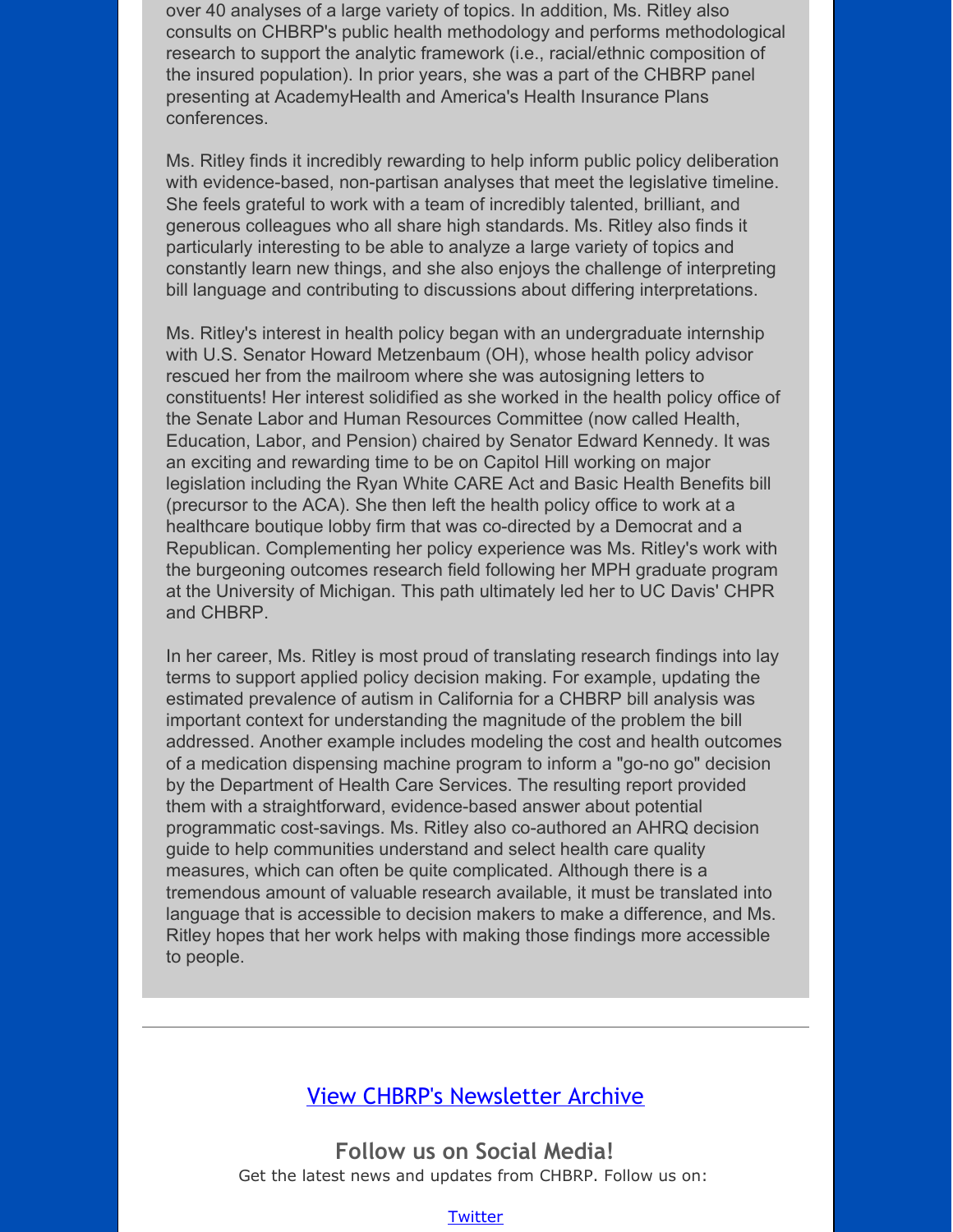over 40 analyses of a large variety of topics. In addition, Ms. Ritley also consults on CHBRP's public health methodology and performs methodological research to support the analytic framework (i.e., racial/ethnic composition of the insured population). In prior years, she was a part of the CHBRP panel presenting at AcademyHealth and America's Health Insurance Plans conferences.

Ms. Ritley finds it incredibly rewarding to help inform public policy deliberation with evidence-based, non-partisan analyses that meet the legislative timeline. She feels grateful to work with a team of incredibly talented, brilliant, and generous colleagues who all share high standards. Ms. Ritley also finds it particularly interesting to be able to analyze a large variety of topics and constantly learn new things, and she also enjoys the challenge of interpreting bill language and contributing to discussions about differing interpretations.

Ms. Ritley's interest in health policy began with an undergraduate internship with U.S. Senator Howard Metzenbaum (OH), whose health policy advisor rescued her from the mailroom where she was autosigning letters to constituents! Her interest solidified as she worked in the health policy office of the Senate Labor and Human Resources Committee (now called Health, Education, Labor, and Pension) chaired by Senator Edward Kennedy. It was an exciting and rewarding time to be on Capitol Hill working on major legislation including the Ryan White CARE Act and Basic Health Benefits bill (precursor to the ACA). She then left the health policy office to work at a healthcare boutique lobby firm that was co-directed by a Democrat and a Republican. Complementing her policy experience was Ms. Ritley's work with the burgeoning outcomes research field following her MPH graduate program at the University of Michigan. This path ultimately led her to UC Davis' CHPR and CHBRP.

In her career, Ms. Ritley is most proud of translating research findings into lay terms to support applied policy decision making. For example, updating the estimated prevalence of autism in California for a CHBRP bill analysis was important context for understanding the magnitude of the problem the bill addressed. Another example includes modeling the cost and health outcomes of a medication dispensing machine program to inform a "go-no go" decision by the Department of Health Care Services. The resulting report provided them with a straightforward, evidence-based answer about potential programmatic cost-savings. Ms. Ritley also co-authored an AHRQ decision guide to help communities understand and select health care quality measures, which can often be quite complicated. Although there is a tremendous amount of valuable research available, it must be translated into language that is accessible to decision makers to make a difference, and Ms. Ritley hopes that her work helps with making those findings more accessible to people.

---

[View CHBRP's Newsletter Archive]

## Follow us on Social Media!

Get the latest news and updates from CHBRP. Follow us on:

[Twitter]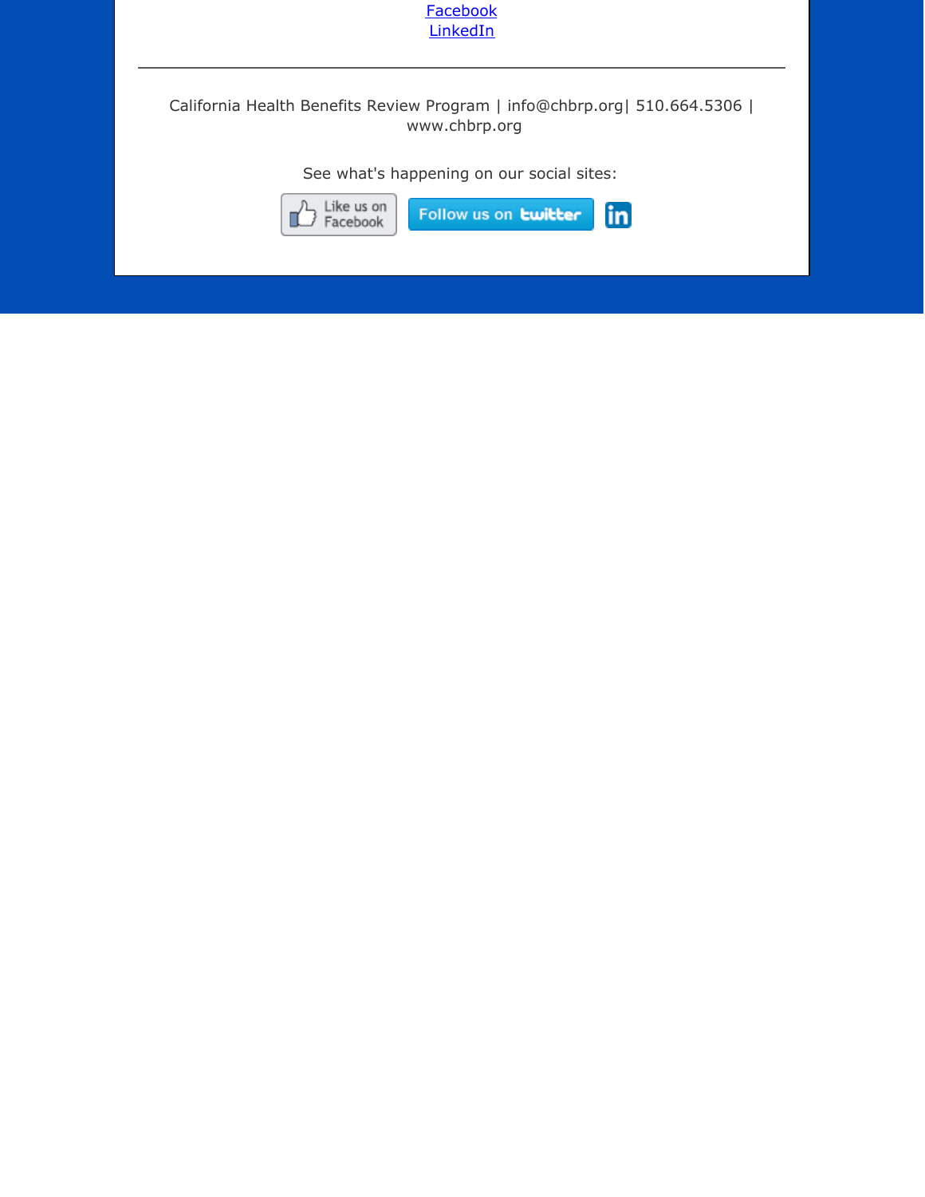[Facebook](#)
[LinkedIn](#)

---

California Health Benefits Review Program | info@chbrp.org| 510.664.5306 | www.chbrp.org

See what's happening on our social sites: